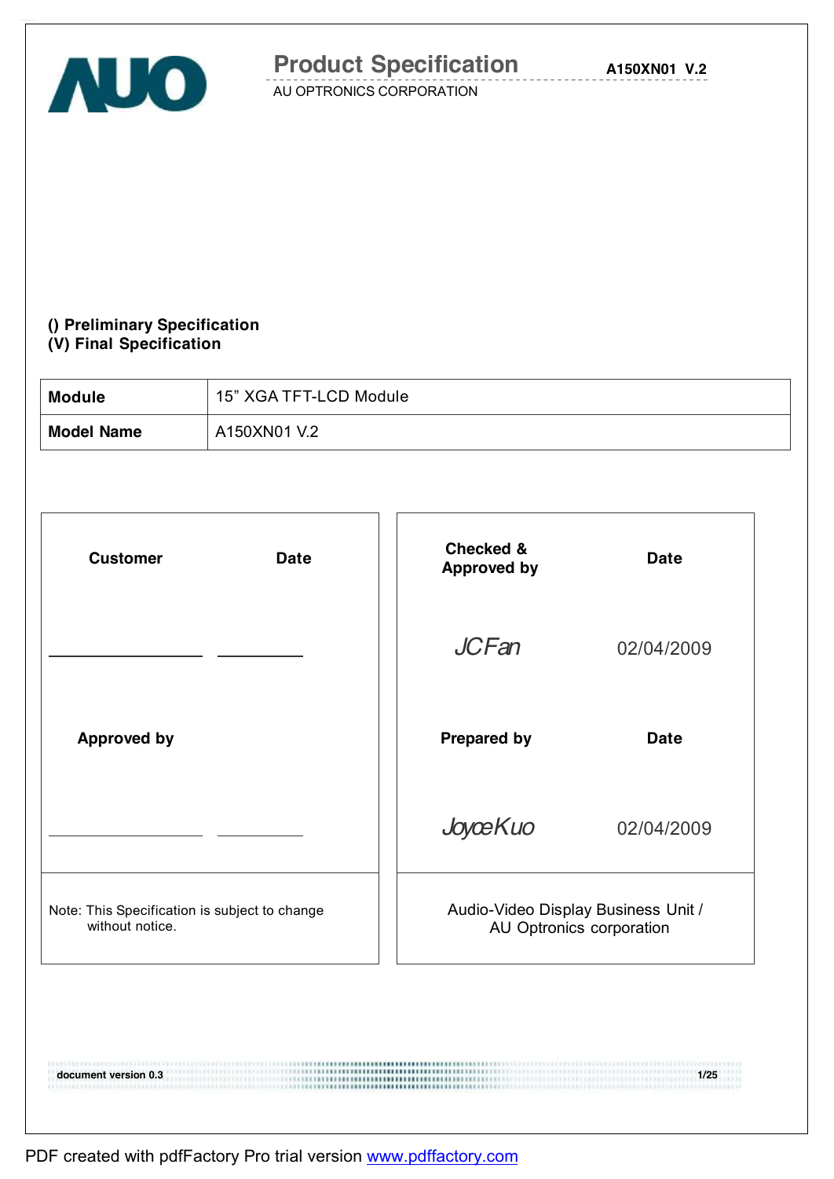# Product Specification

AU OPTRONICS CORPORATION

A150XN01 V.2

**() Preliminary Specification**
**(V) Final Specification**

| **Module** | 15” XGA TFT-LCD Module |
|---|---|
| **Model Name** | A150XN01 V.2 |

| **Customer** | **Date** | **Checked & Approved by** | **Date** |
|---|---|---|---|
| | | JCFan | 02/04/2009 |
| **Approved by** | | **Prepared by** | **Date** |
| | | JoyceKuo | 02/04/2009 |
| Note: This Specification is subject to change without notice. | | Audio-Video Display Business Unit / AU Optronics corporation | |

document version 0.3

PDF created with pdfFactory Pro trial version www.pdffactory.com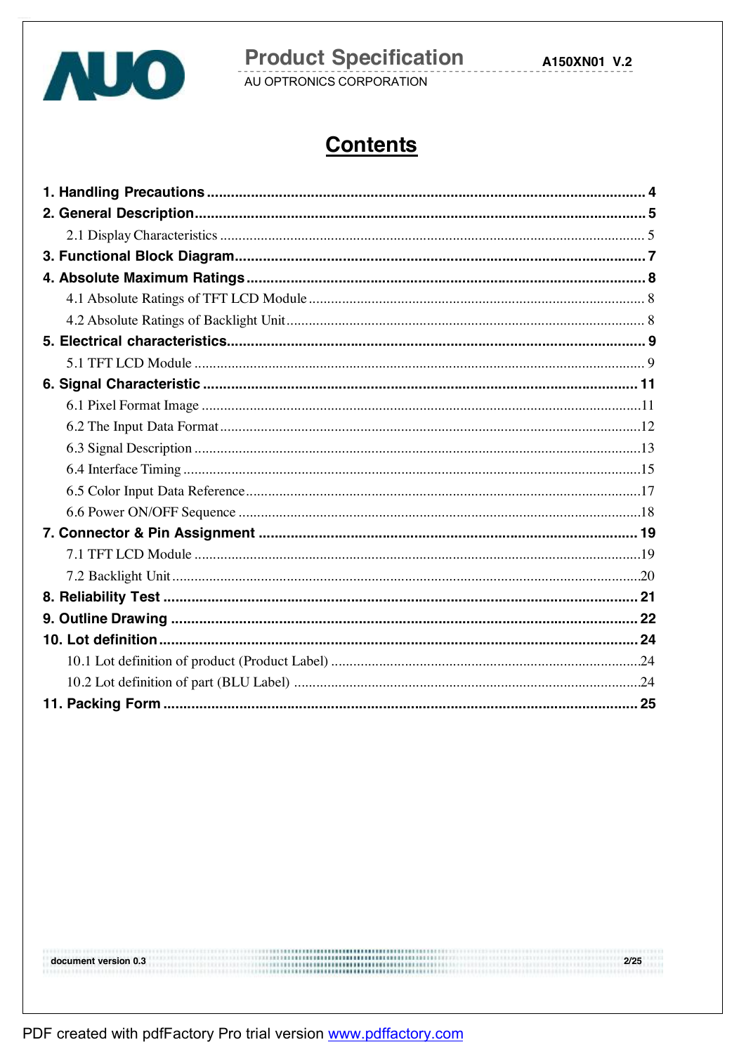# Contents

**1. Handling Precautions** .......................................................... 4

**2. General Description** .......................................................... 5

- 2.1 Display Characteristics .......................................................... 5

**3. Functional Block Diagram** .......................................................... 7

**4. Absolute Maximum Ratings** .......................................................... 8

- 4.1 Absolute Ratings of TFT LCD Module .......................................................... 8
- 4.2 Absolute Ratings of Backlight Unit .......................................................... 8

**5. Electrical characteristics** .......................................................... 9

- 5.1 TFT LCD Module .......................................................... 9

**6. Signal Characteristic** .......................................................... 11

- 6.1 Pixel Format Image .......................................................... 11
- 6.2 The Input Data Format .......................................................... 12
- 6.3 Signal Description .......................................................... 13
- 6.4 Interface Timing .......................................................... 15
- 6.5 Color Input Data Reference .......................................................... 17
- 6.6 Power ON/OFF Sequence .......................................................... 18

**7. Connector & Pin Assignment** .......................................................... 19

- 7.1 TFT LCD Module .......................................................... 19
- 7.2 Backlight Unit .......................................................... 20

**8. Reliability Test** .......................................................... 21

**9. Outline Drawing** .......................................................... 22

**10. Lot definition** .......................................................... 24

- 10.1 Lot definition of product (Product Label) .......................................................... 24
- 10.2 Lot definition of part (BLU Label) .......................................................... 24

**11. Packing Form** .......................................................... 25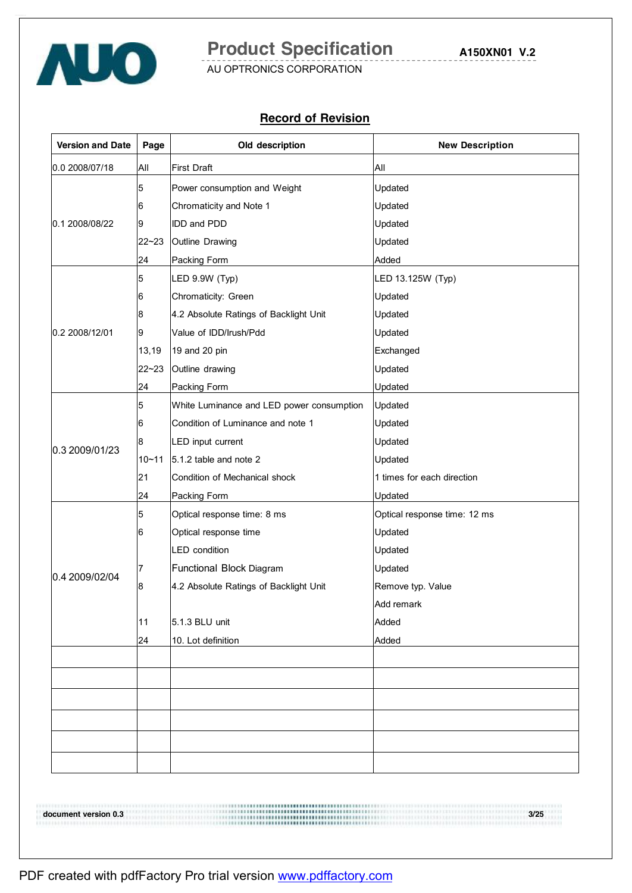## Record of Revision

| Version and Date | Page | Old description | New Description |
|---|---|---|---|
| 0.0 2008/07/18 | All | First Draft | All |
| 0.1 2008/08/22 | 5 | Power consumption and Weight | Updated |
| | 6 | Chromaticity and Note 1 | Updated |
| | 9 | IDD and PDD | Updated |
| | 22~23 | Outline Drawing | Updated |
| | 24 | Packing Form | Added |
| 0.2 2008/12/01 | 5 | LED 9.9W (Typ) | LED 13.125W (Typ) |
| | 6 | Chromaticity: Green | Updated |
| | 8 | 4.2 Absolute Ratings of Backlight Unit | Updated |
| | 9 | Value of IDD/Irush/Pdd | Updated |
| | 13,19 | 19 and 20 pin | Exchanged |
| | 22~23 | Outline drawing | Updated |
| | 24 | Packing Form | Updated |
| 0.3 2009/01/23 | 5 | White Luminance and LED power consumption | Updated |
| | 6 | Condition of Luminance and note 1 | Updated |
| | 8 | LED input current | Updated |
| | 10~11 | 5.1.2 table and note 2 | Updated |
| | 21 | Condition of Mechanical shock | 1 times for each direction |
| | 24 | Packing Form | Updated |
| 0.4 2009/02/04 | 5 | Optical response time: 8 ms | Optical response time: 12 ms |
| | 6 | Optical response time | Updated |
| | | LED condition | Updated |
| | 7 | Functional Block Diagram | Updated |
| | 8 | 4.2 Absolute Ratings of Backlight Unit | Remove typ. Value |
| | | | Add remark |
| | 11 | 5.1.3 BLU unit | Added |
| | 24 | 10. Lot definition | Added |
| | | | |
| | | | |
| | | | |
| | | | |
| | | | |
| | | | |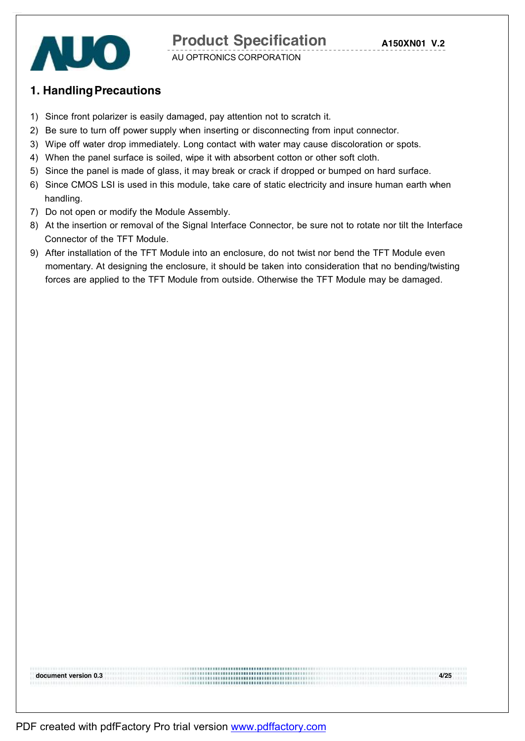## 1. Handling Precautions

1) Since front polarizer is easily damaged, pay attention not to scratch it.
2) Be sure to turn off power supply when inserting or disconnecting from input connector.
3) Wipe off water drop immediately. Long contact with water may cause discoloration or spots.
4) When the panel surface is soiled, wipe it with absorbent cotton or other soft cloth.
5) Since the panel is made of glass, it may break or crack if dropped or bumped on hard surface.
6) Since CMOS LSI is used in this module, take care of static electricity and insure human earth when handling.
7) Do not open or modify the Module Assembly.
8) At the insertion or removal of the Signal Interface Connector, be sure not to rotate nor tilt the Interface Connector of the TFT Module.
9) After installation of the TFT Module into an enclosure, do not twist nor bend the TFT Module even momentary. At designing the enclosure, it should be taken into consideration that no bending/twisting forces are applied to the TFT Module from outside. Otherwise the TFT Module may be damaged.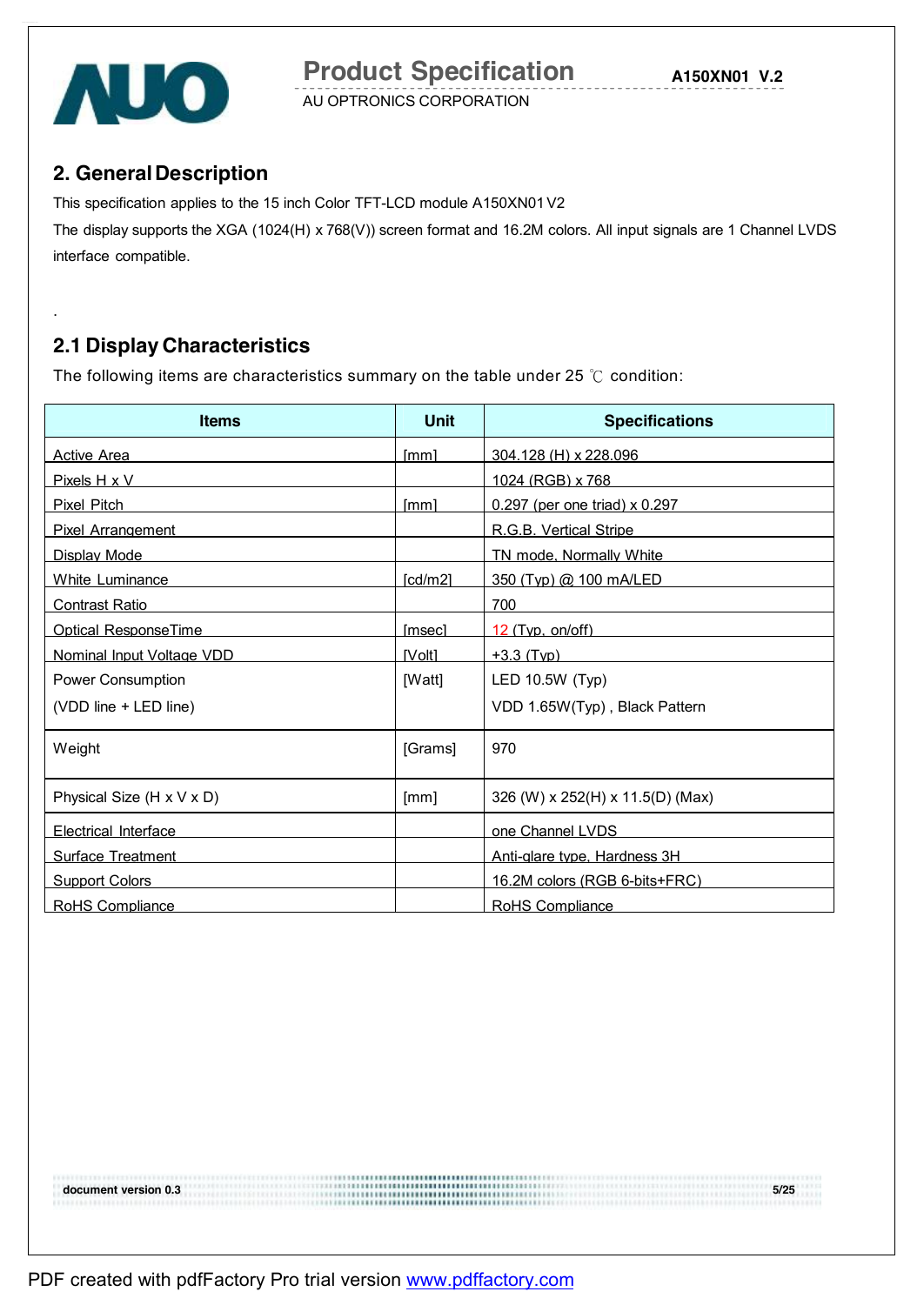## 2. General Description

This specification applies to the 15 inch Color TFT-LCD module A150XN01 V2

The display supports the XGA (1024(H) x 768(V)) screen format and 16.2M colors. All input signals are 1 Channel LVDS interface compatible.

.

## 2.1 Display Characteristics

The following items are characteristics summary on the table under 25 ℃ condition:

| Items | Unit | Specifications |
|---|---|---|
| Active Area | [mm] | 304.128 (H) x 228.096 |
| Pixels H x V | | 1024 (RGB) x 768 |
| Pixel Pitch | [mm] | 0.297 (per one triad) x 0.297 |
| Pixel Arrangement | | R.G.B. Vertical Stripe |
| Display Mode | | TN mode, Normally White |
| White Luminance | [cd/m2] | 350 (Typ) @ 100 mA/LED |
| Contrast Ratio | | 700 |
| Optical ResponseTime | [msec] | 12 (Typ, on/off) |
| Nominal Input Voltage VDD | [Volt] | +3.3 (Typ) |
| Power Consumption (VDD line + LED line) | [Watt] | LED 10.5W (Typ) VDD 1.65W(Typ) , Black Pattern |
| Weight | [Grams] | 970 |
| Physical Size (H x V x D) | [mm] | 326 (W) x 252(H) x 11.5(D) (Max) |
| Electrical Interface | | one Channel LVDS |
| Surface Treatment | | Anti-glare type, Hardness 3H |
| Support Colors | | 16.2M colors (RGB 6-bits+FRC) |
| RoHS Compliance | | RoHS Compliance |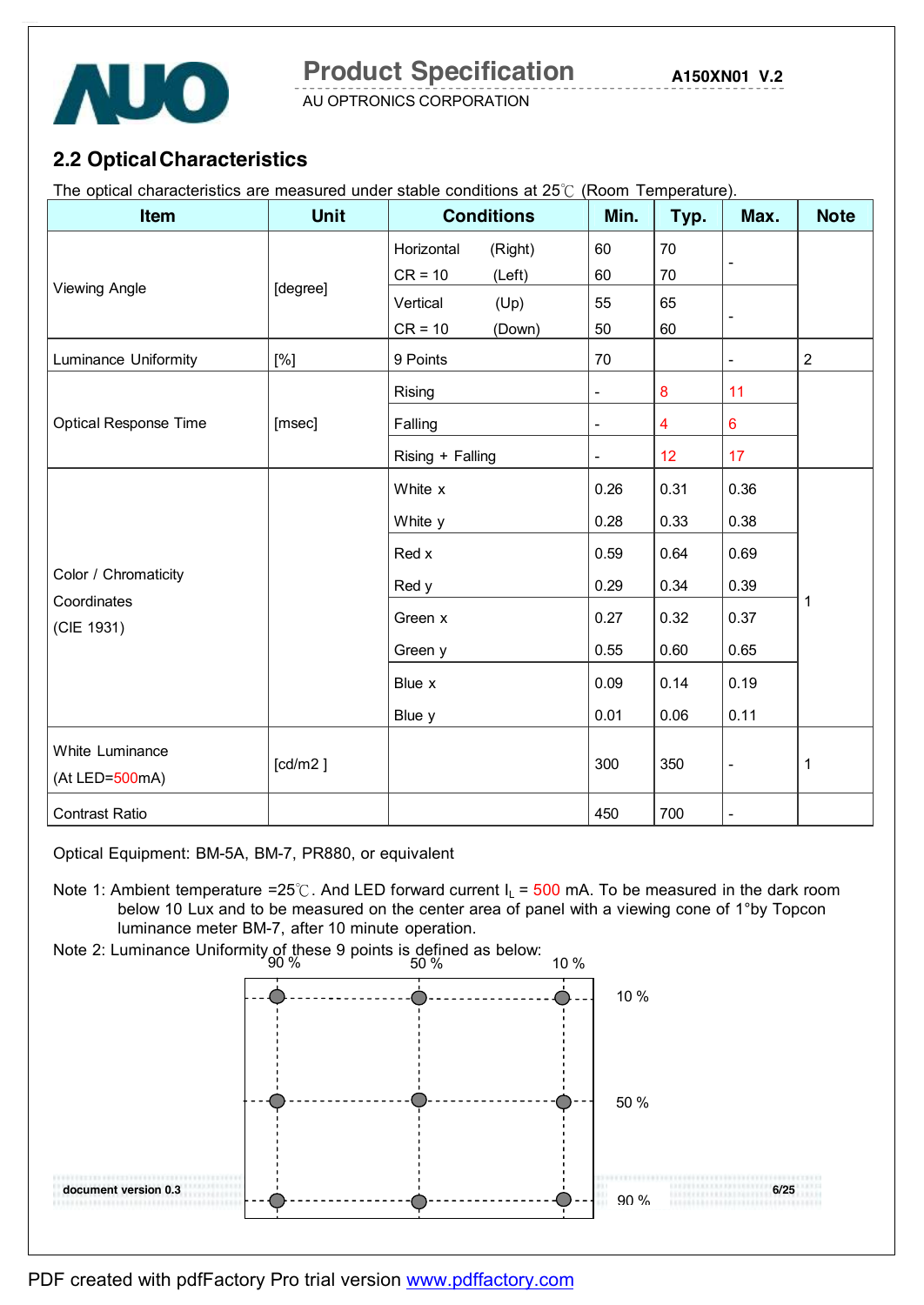## 2.2 Optical Characteristics

The optical characteristics are measured under stable conditions at 25℃ (Room Temperature).

| Item | Unit | Conditions | | Min. | Typ. | Max. | Note |
|---|---|---|---|---|---|---|---|
| Viewing Angle | [degree] | Horizontal CR = 10 | (Right) | 60 | 70 | - | |
| | | | (Left) | 60 | 70 | | |
| | | Vertical CR = 10 | (Up) | 55 | 65 | - | |
| | | | (Down) | 50 | 60 | | |
| Luminance Uniformity | [%] | 9 Points | | 70 | | - | 2 |
| Optical Response Time | [msec] | Rising | | - | 8 | 11 | |
| | | Falling | | - | 4 | 6 | |
| | | Rising + Falling | | - | 12 | 17 | |
| Color / Chromaticity Coordinates (CIE 1931) | | White x | | 0.26 | 0.31 | 0.36 | 1 |
| | | White y | | 0.28 | 0.33 | 0.38 | |
| | | Red x | | 0.59 | 0.64 | 0.69 | |
| | | Red y | | 0.29 | 0.34 | 0.39 | |
| | | Green x | | 0.27 | 0.32 | 0.37 | |
| | | Green y | | 0.55 | 0.60 | 0.65 | |
| | | Blue x | | 0.09 | 0.14 | 0.19 | |
| | | Blue y | | 0.01 | 0.06 | 0.11 | |
| White Luminance (At LED=500mA) | [cd/m2 ] | | | 300 | 350 | - | 1 |
| Contrast Ratio | | | | 450 | 700 | - | |

Optical Equipment: BM-5A, BM-7, PR880, or equivalent

Note 1: Ambient temperature =25℃. And LED forward current $I_L$ = 500 mA. To be measured in the dark room below 10 Lux and to be measured on the center area of panel with a viewing cone of 1°by Topcon luminance meter BM-7, after 10 minute operation.

Note 2: Luminance Uniformity of these 9 points is defined as below:

90 % &nbsp;&nbsp; 50 % &nbsp;&nbsp; 10 %

10 %

50 %

90 %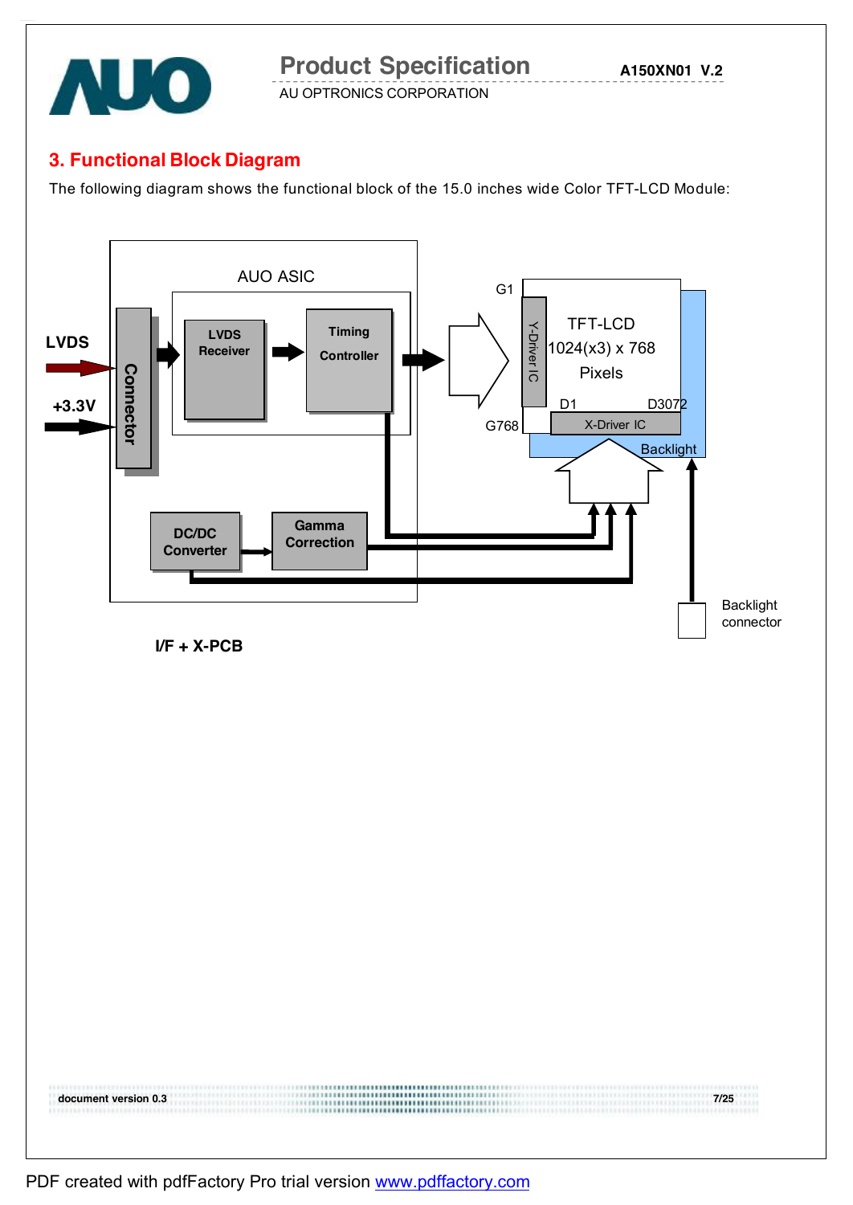## 3. Functional Block Diagram

The following diagram shows the functional block of the 15.0 inches wide Color TFT-LCD Module:

LVDS

+3.3V

Connector

AUO ASIC

LVDS Receiver

Timing Controller

DC/DC Converter

Gamma Correction

I/F + X-PCB

G1

G768

Y-Driver IC

TFT-LCD 1024(x3) x 768 Pixels

D1

D3072

X-Driver IC

Backlight

Backlight connector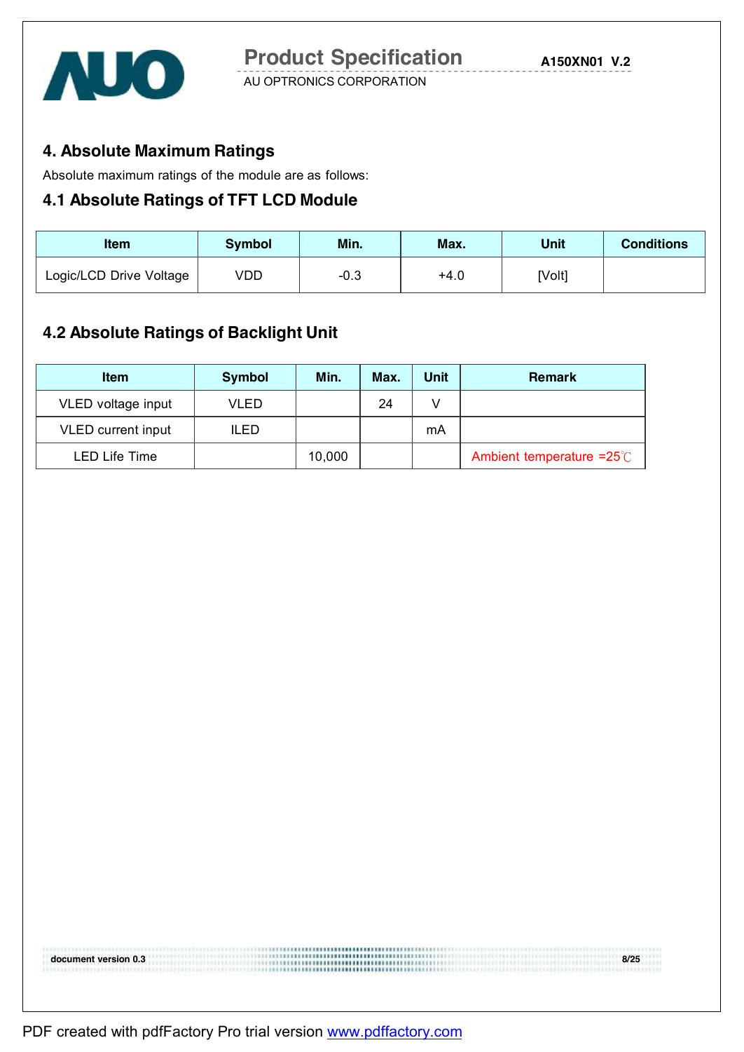## 4. Absolute Maximum Ratings

Absolute maximum ratings of the module are as follows:

### 4.1 Absolute Ratings of TFT LCD Module

| Item | Symbol | Min. | Max. | Unit | Conditions |
|---|---|---|---|---|---|
| Logic/LCD Drive Voltage | VDD | -0.3 | +4.0 | [Volt] | |

### 4.2 Absolute Ratings of Backlight Unit

| Item | Symbol | Min. | Max. | Unit | Remark |
|---|---|---|---|---|---|
| VLED voltage input | VLED | | 24 | V | |
| VLED current input | ILED | | | mA | |
| LED Life Time | | 10,000 | | | Ambient temperature =25℃ |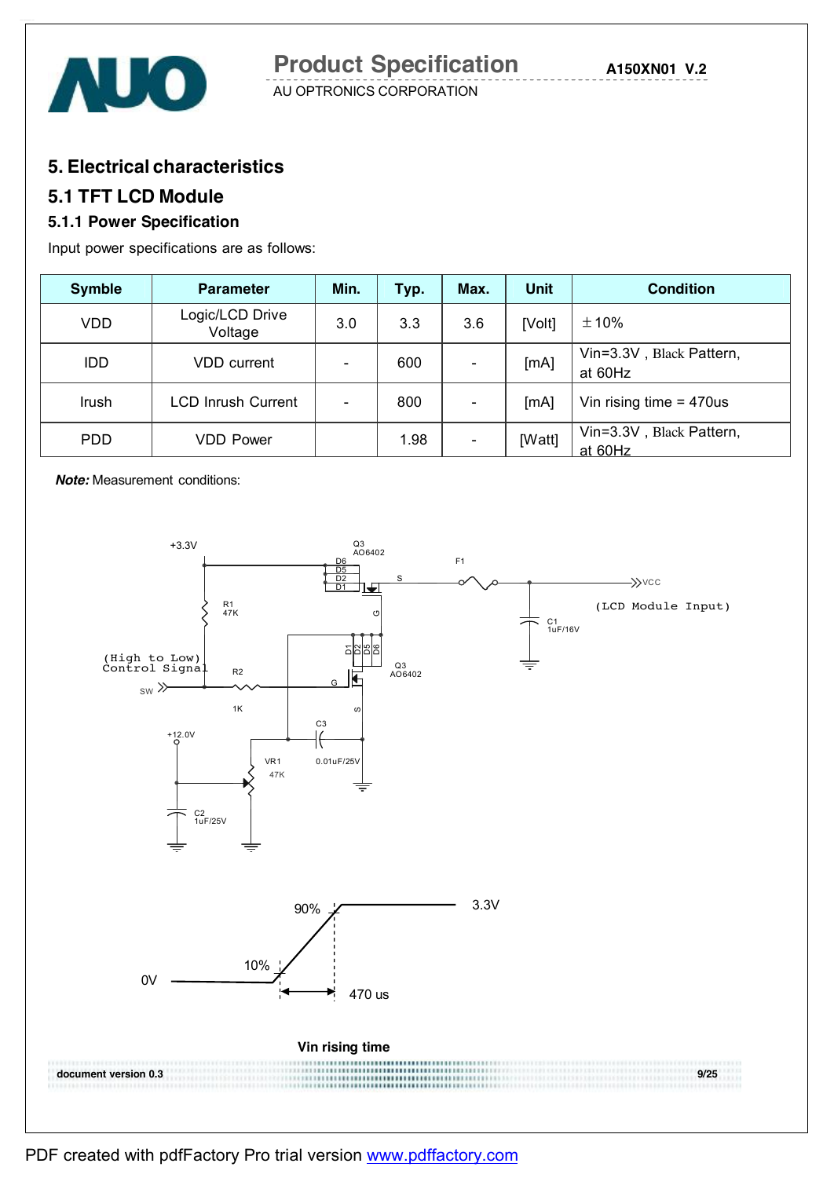## 5. Electrical characteristics

## 5.1 TFT LCD Module

### 5.1.1 Power Specification

Input power specifications are as follows:

| Symble | Parameter | Min. | Typ. | Max. | Unit | Condition |
|---|---|---|---|---|---|---|
| VDD | Logic/LCD Drive Voltage | 3.0 | 3.3 | 3.6 | [Volt] | ±10% |
| IDD | VDD current | - | 600 | - | [mA] | Vin=3.3V , Black Pattern, at 60Hz |
| Irush | LCD Inrush Current | - | 800 | - | [mA] | Vin rising time = 470us |
| PDD | VDD Power | | 1.98 | - | [Watt] | Vin=3.3V , Black Pattern, at 60Hz |

***Note:*** Measurement conditions:

+3.3V Q3 AO6402 D6 D5 D2 D1 S G F1 VCC (LCD Module Input) C1 1uF/16V R1 47K (High to Low) Control Signal SW R2 1K D1 D2 D5 D6 Q3 AO6402 G S C3 0.01uF/25V +12.0V VR1 47K C2 1uF/25V

90% 3.3V 10% 0V 470 us

**Vin rising time**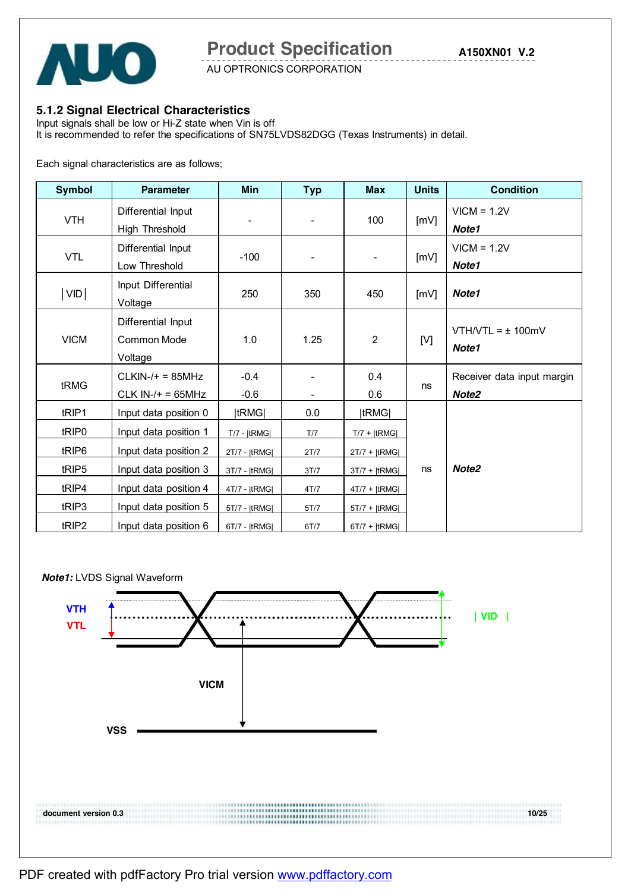### 5.1.2 Signal Electrical Characteristics

Input signals shall be low or Hi-Z state when Vin is off
It is recommended to refer the specifications of SN75LVDS82DGG (Texas Instruments) in detail.

Each signal characteristics are as follows;

| Symbol | Parameter | Min | Typ | Max | Units | Condition |
|---|---|---|---|---|---|---|
| VTH | Differential Input High Threshold | - | - | 100 | [mV] | VICM = 1.2V ***Note1*** |
| VTL | Differential Input Low Threshold | -100 | - | - | [mV] | VICM = 1.2V ***Note1*** |
| │VID│ | Input Differential Voltage | 250 | 350 | 450 | [mV] | ***Note1*** |
| VICM | Differential Input Common Mode Voltage | 1.0 | 1.25 | 2 | [V] | VTH/VTL = ± 100mV ***Note1*** |
| tRMG | CLKIN-/+ = 85MHz<br>CLK IN-/+ = 65MHz | -0.4<br>-0.6 | -<br>- | 0.4<br>0.6 | ns | Receiver data input margin ***Note2*** |
| tRIP1 | Input data position 0 | \|tRMG\| | 0.0 | \|tRMG\| | ns | ***Note2*** |
| tRIP0 | Input data position 1 | T/7 - \|tRMG\| | T/7 | T/7 + \|tRMG\| | | |
| tRIP6 | Input data position 2 | 2T/7 - \|tRMG\| | 2T/7 | 2T/7 + \|tRMG\| | | |
| tRIP5 | Input data position 3 | 3T/7 - \|tRMG\| | 3T/7 | 3T/7 + \|tRMG\| | | |
| tRIP4 | Input data position 4 | 4T/7 - \|tRMG\| | 4T/7 | 4T/7 + \|tRMG\| | | |
| tRIP3 | Input data position 5 | 5T/7 - \|tRMG\| | 5T/7 | 5T/7 + \|tRMG\| | | |
| tRIP2 | Input data position 6 | 6T/7 - \|tRMG\| | 6T/7 | 6T/7 + \|tRMG\| | | |

***Note1:*** LVDS Signal Waveform

VTH
VTL
| VID |
VICM
VSS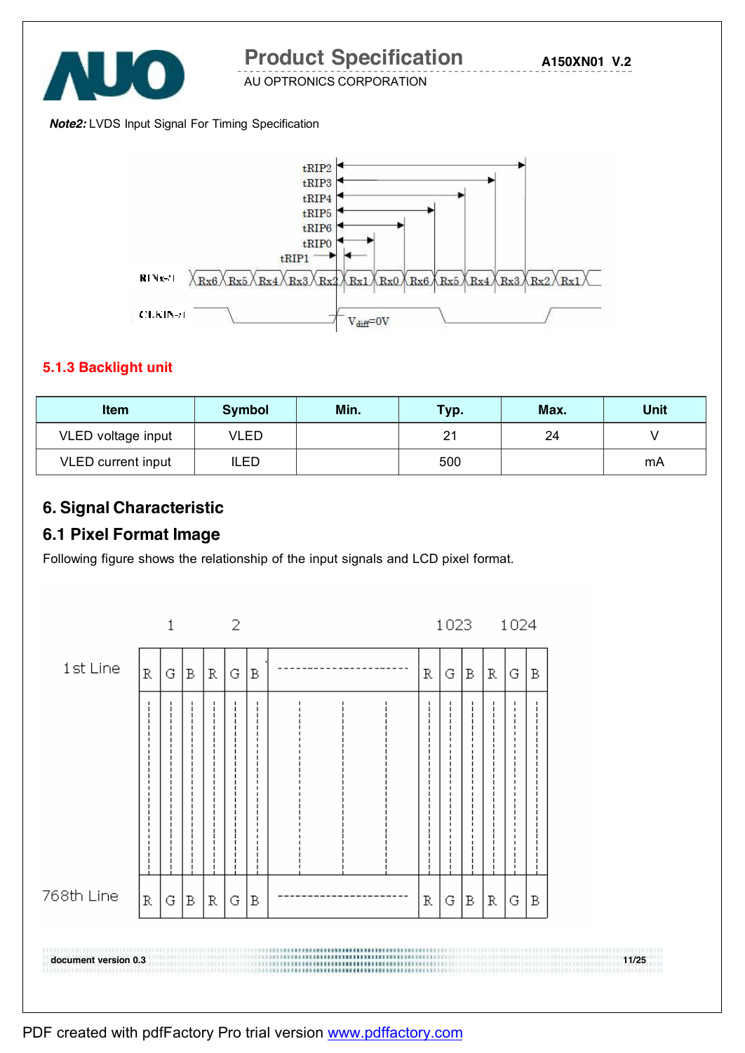***Note2:*** LVDS Input Signal For Timing Specification

### 5.1.3 Backlight unit

| Item | Symbol | Min. | Typ. | Max. | Unit |
|---|---|---|---|---|---|
| VLED voltage input | VLED | | 21 | 24 | V |
| VLED current input | ILED | | 500 | | mA |

## 6. Signal Characteristic

### 6.1 Pixel Format Image

Following figure shows the relationship of the input signals and LCD pixel format.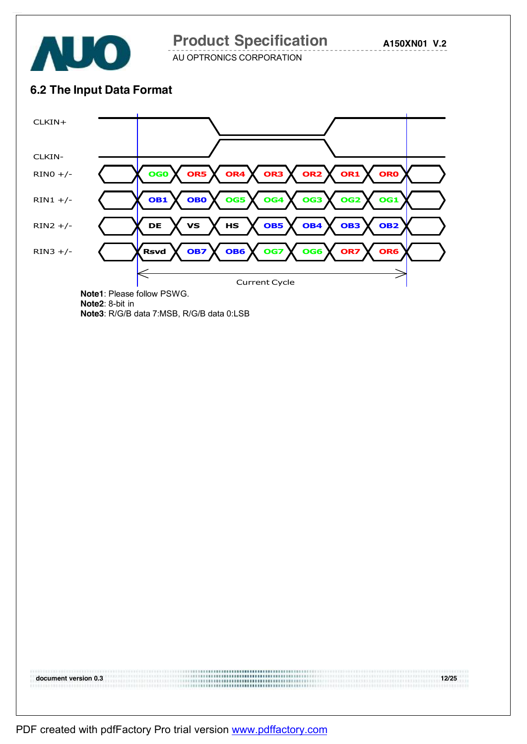## 6.2 The Input Data Format

| Signal | | | | | | | | | |
|---|---|---|---|---|---|---|---|---|---|
| CLKIN+ | | | | | | | | | |
| CLKIN- | | | | | | | | | |
| RIN0 +/- | | OG0 | OR5 | OR4 | OR3 | OR2 | OR1 | OR0 | |
| RIN1 +/- | | OB1 | OB0 | OG5 | OG4 | OG3 | OG2 | OG1 | |
| RIN2 +/- | | DE | VS | HS | OB5 | OB4 | OB3 | OB2 | |
| RIN3 +/- | | Rsvd | OB7 | OB6 | OG7 | OG6 | OR7 | OR6 | |

Current Cycle

**Note1**: Please follow PSWG.
**Note2**: 8-bit in
**Note3**: R/G/B data 7:MSB, R/G/B data 0:LSB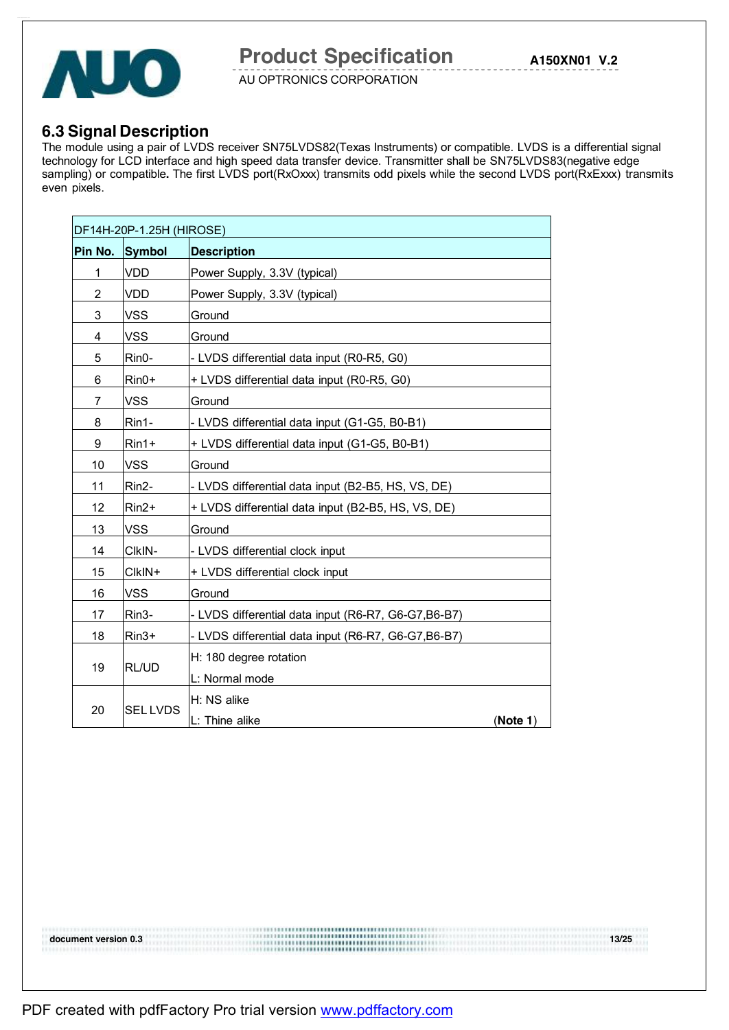## 6.3 Signal Description

The module using a pair of LVDS receiver SN75LVDS82(Texas Instruments) or compatible. LVDS is a differential signal technology for LCD interface and high speed data transfer device. Transmitter shall be SN75LVDS83(negative edge sampling) or compatible**.** The first LVDS port(RxOxxx) transmits odd pixels while the second LVDS port(RxExxx) transmits even pixels.

| DF14H-20P-1.25H (HIROSE) | | |
|---|---|---|
| **Pin No.** | **Symbol** | **Description** |
| 1 | VDD | Power Supply, 3.3V (typical) |
| 2 | VDD | Power Supply, 3.3V (typical) |
| 3 | VSS | Ground |
| 4 | VSS | Ground |
| 5 | Rin0- | - LVDS differential data input (R0-R5, G0) |
| 6 | Rin0+ | + LVDS differential data input (R0-R5, G0) |
| 7 | VSS | Ground |
| 8 | Rin1- | - LVDS differential data input (G1-G5, B0-B1) |
| 9 | Rin1+ | + LVDS differential data input (G1-G5, B0-B1) |
| 10 | VSS | Ground |
| 11 | Rin2- | - LVDS differential data input (B2-B5, HS, VS, DE) |
| 12 | Rin2+ | + LVDS differential data input (B2-B5, HS, VS, DE) |
| 13 | VSS | Ground |
| 14 | ClkIN- | - LVDS differential clock input |
| 15 | ClkIN+ | + LVDS differential clock input |
| 16 | VSS | Ground |
| 17 | Rin3- | - LVDS differential data input (R6-R7, G6-G7,B6-B7) |
| 18 | Rin3+ | - LVDS differential data input (R6-R7, G6-G7,B6-B7) |
| 19 | RL/UD | H: 180 degree rotation<br>L: Normal mode |
| 20 | SEL LVDS | H: NS alike<br>L: Thine alike (**Note 1**) |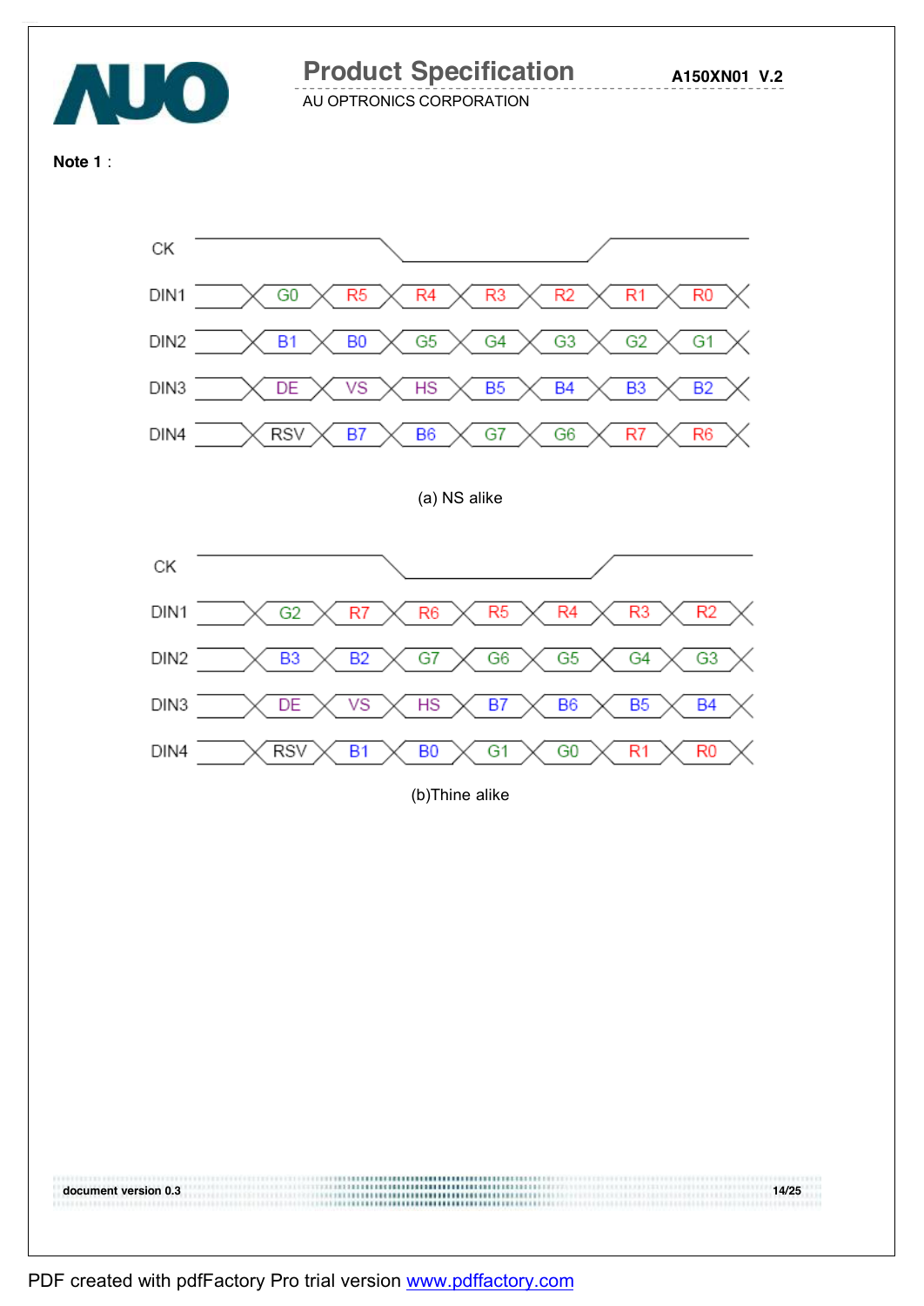**Note 1** :

| CK | | | | | | | |
|---|---|---|---|---|---|---|---|
| DIN1 | G0 | R5 | R4 | R3 | R2 | R1 | R0 |
| DIN2 | B1 | B0 | G5 | G4 | G3 | G2 | G1 |
| DIN3 | DE | VS | HS | B5 | B4 | B3 | B2 |
| DIN4 | RSV | B7 | B6 | G7 | G6 | R7 | R6 |

(a) NS alike

| CK | | | | | | | |
|---|---|---|---|---|---|---|---|
| DIN1 | G2 | R7 | R6 | R5 | R4 | R3 | R2 |
| DIN2 | B3 | B2 | G7 | G6 | G5 | G4 | G3 |
| DIN3 | DE | VS | HS | B7 | B6 | B5 | B4 |
| DIN4 | RSV | B1 | B0 | G1 | G0 | R1 | R0 |

(b)Thine alike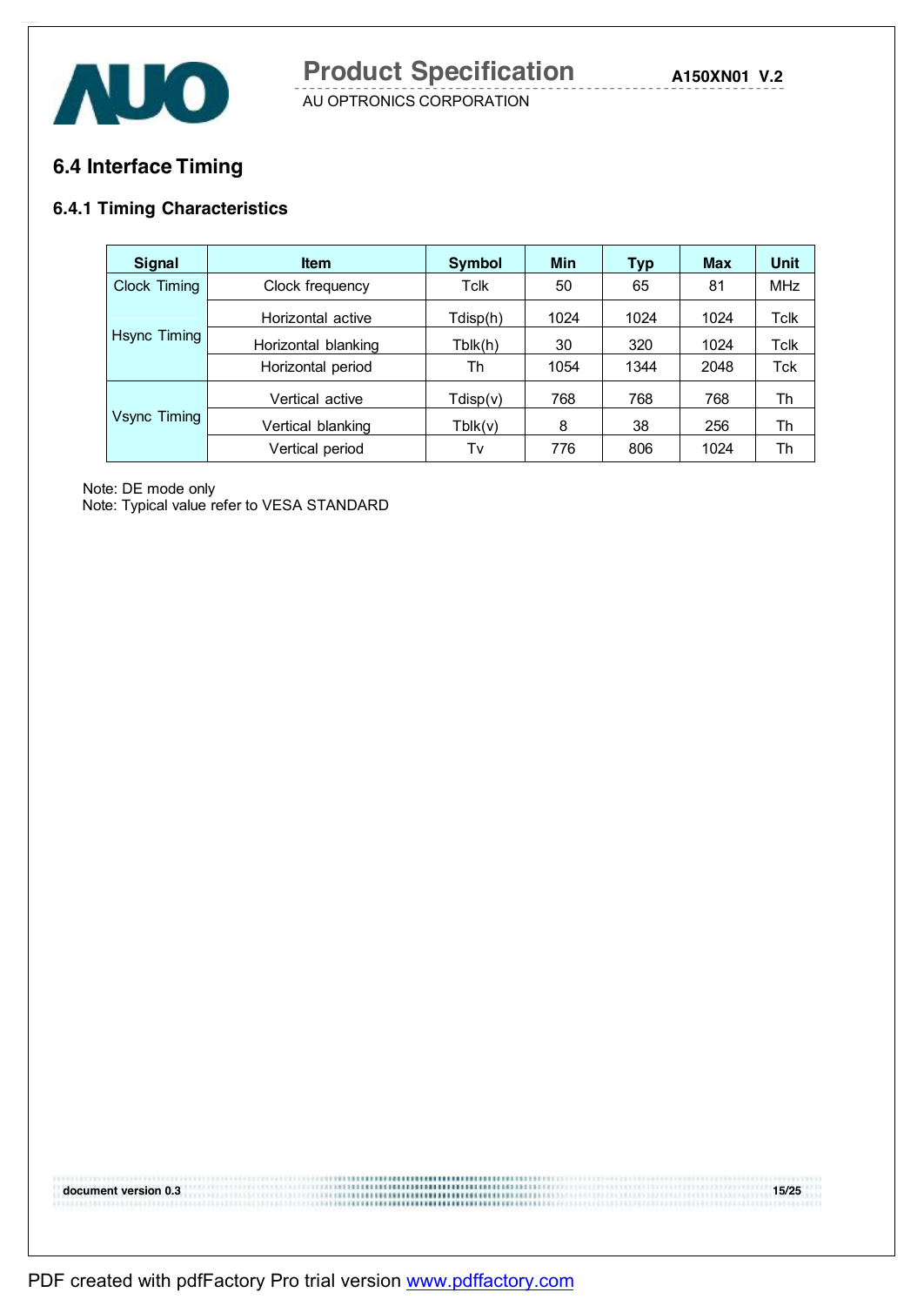## 6.4 Interface Timing

### 6.4.1 Timing Characteristics

| Signal | Item | Symbol | Min | Typ | Max | Unit |
|---|---|---|---|---|---|---|
| Clock Timing | Clock frequency | Tclk | 50 | 65 | 81 | MHz |
| Hsync Timing | Horizontal active | Tdisp(h) | 1024 | 1024 | 1024 | Tclk |
| | Horizontal blanking | Tblk(h) | 30 | 320 | 1024 | Tclk |
| | Horizontal period | Th | 1054 | 1344 | 2048 | Tck |
| Vsync Timing | Vertical active | Tdisp(v) | 768 | 768 | 768 | Th |
| | Vertical blanking | Tblk(v) | 8 | 38 | 256 | Th |
| | Vertical period | Tv | 776 | 806 | 1024 | Th |

Note: DE mode only
Note: Typical value refer to VESA STANDARD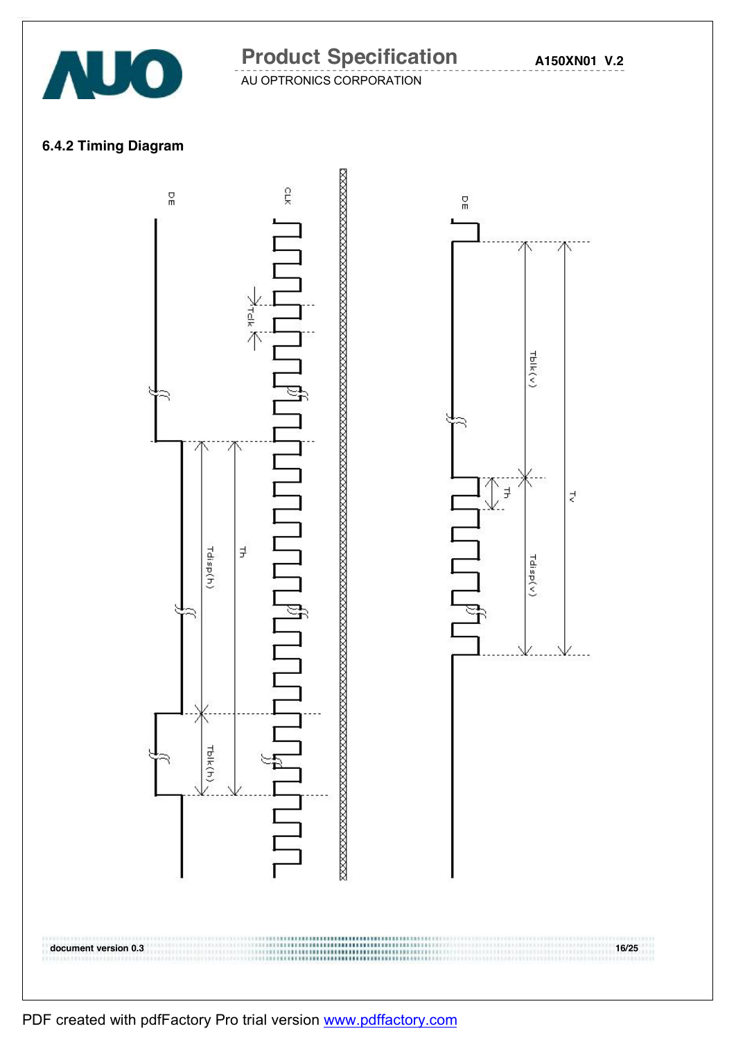### 6.4.2 Timing Diagram

DE

CLK

Tclk

Tdisp(h)

Th

Tblk(h)

DE

Tblk(v)

Th

Tv

Tdisp(v)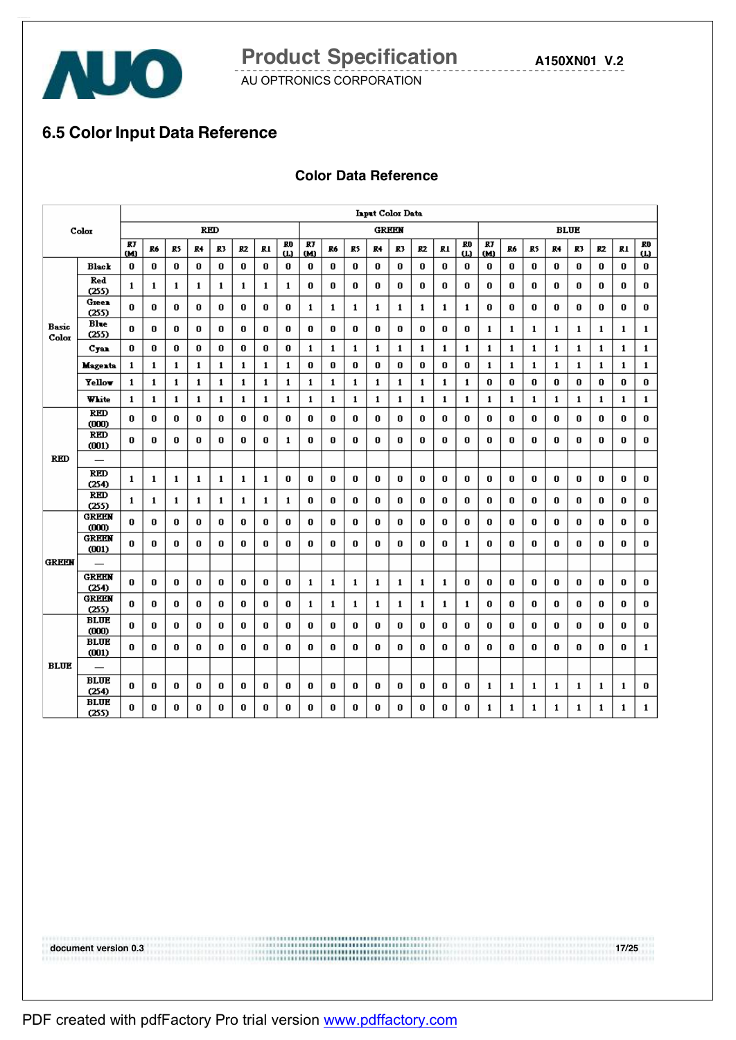## 6.5 Color Input Data Reference

**Color Data Reference**

| Color | | Input Color Data | | | | | | | | | | | | | | | | | | | | | | | |
|---|---|---|---|---|---|---|---|---|---|---|---|---|---|---|---|---|---|---|---|---|---|---|---|---|---|
| | | RED | | | | | | | | GREEN | | | | | | | | BLUE | | | | | | | |
| | | R7 (M) | R6 | R5 | R4 | R3 | R2 | R1 | R0 (L) | R7 (M) | R6 | R5 | R4 | R3 | R2 | R1 | R0 (L) | R7 (M) | R6 | R5 | R4 | R3 | R2 | R1 | R0 (L) |
| Basic Color | Black | 0 | 0 | 0 | 0 | 0 | 0 | 0 | 0 | 0 | 0 | 0 | 0 | 0 | 0 | 0 | 0 | 0 | 0 | 0 | 0 | 0 | 0 | 0 | 0 |
| | Red (255) | 1 | 1 | 1 | 1 | 1 | 1 | 1 | 1 | 0 | 0 | 0 | 0 | 0 | 0 | 0 | 0 | 0 | 0 | 0 | 0 | 0 | 0 | 0 | 0 |
| | Green (255) | 0 | 0 | 0 | 0 | 0 | 0 | 0 | 0 | 1 | 1 | 1 | 1 | 1 | 1 | 1 | 1 | 0 | 0 | 0 | 0 | 0 | 0 | 0 | 0 |
| | Blue (255) | 0 | 0 | 0 | 0 | 0 | 0 | 0 | 0 | 0 | 0 | 0 | 0 | 0 | 0 | 0 | 0 | 1 | 1 | 1 | 1 | 1 | 1 | 1 | 1 |
| | Cyan | 0 | 0 | 0 | 0 | 0 | 0 | 0 | 0 | 1 | 1 | 1 | 1 | 1 | 1 | 1 | 1 | 1 | 1 | 1 | 1 | 1 | 1 | 1 | 1 |
| | Magenta | 1 | 1 | 1 | 1 | 1 | 1 | 1 | 1 | 0 | 0 | 0 | 0 | 0 | 0 | 0 | 0 | 1 | 1 | 1 | 1 | 1 | 1 | 1 | 1 |
| | Yellow | 1 | 1 | 1 | 1 | 1 | 1 | 1 | 1 | 1 | 1 | 1 | 1 | 1 | 1 | 1 | 1 | 0 | 0 | 0 | 0 | 0 | 0 | 0 | 0 |
| | White | 1 | 1 | 1 | 1 | 1 | 1 | 1 | 1 | 1 | 1 | 1 | 1 | 1 | 1 | 1 | 1 | 1 | 1 | 1 | 1 | 1 | 1 | 1 | 1 |
| RED | RED (000) | 0 | 0 | 0 | 0 | 0 | 0 | 0 | 0 | 0 | 0 | 0 | 0 | 0 | 0 | 0 | 0 | 0 | 0 | 0 | 0 | 0 | 0 | 0 | 0 |
| | RED (001) | 0 | 0 | 0 | 0 | 0 | 0 | 0 | 1 | 0 | 0 | 0 | 0 | 0 | 0 | 0 | 0 | 0 | 0 | 0 | 0 | 0 | 0 | 0 | 0 |
| | — | | | | | | | | | | | | | | | | | | | | | | | | |
| | RED (254) | 1 | 1 | 1 | 1 | 1 | 1 | 1 | 0 | 0 | 0 | 0 | 0 | 0 | 0 | 0 | 0 | 0 | 0 | 0 | 0 | 0 | 0 | 0 | 0 |
| | RED (255) | 1 | 1 | 1 | 1 | 1 | 1 | 1 | 1 | 0 | 0 | 0 | 0 | 0 | 0 | 0 | 0 | 0 | 0 | 0 | 0 | 0 | 0 | 0 | 0 |
| GREEN | GREEN (000) | 0 | 0 | 0 | 0 | 0 | 0 | 0 | 0 | 0 | 0 | 0 | 0 | 0 | 0 | 0 | 0 | 0 | 0 | 0 | 0 | 0 | 0 | 0 | 0 |
| | GREEN (001) | 0 | 0 | 0 | 0 | 0 | 0 | 0 | 0 | 0 | 0 | 0 | 0 | 0 | 0 | 0 | 1 | 0 | 0 | 0 | 0 | 0 | 0 | 0 | 0 |
| | — | | | | | | | | | | | | | | | | | | | | | | | | |
| | GREEN (254) | 0 | 0 | 0 | 0 | 0 | 0 | 0 | 0 | 1 | 1 | 1 | 1 | 1 | 1 | 1 | 0 | 0 | 0 | 0 | 0 | 0 | 0 | 0 | 0 |
| | GREEN (255) | 0 | 0 | 0 | 0 | 0 | 0 | 0 | 0 | 1 | 1 | 1 | 1 | 1 | 1 | 1 | 1 | 0 | 0 | 0 | 0 | 0 | 0 | 0 | 0 |
| BLUE | BLUE (000) | 0 | 0 | 0 | 0 | 0 | 0 | 0 | 0 | 0 | 0 | 0 | 0 | 0 | 0 | 0 | 0 | 0 | 0 | 0 | 0 | 0 | 0 | 0 | 0 |
| | BLUE (001) | 0 | 0 | 0 | 0 | 0 | 0 | 0 | 0 | 0 | 0 | 0 | 0 | 0 | 0 | 0 | 0 | 0 | 0 | 0 | 0 | 0 | 0 | 0 | 1 |
| | — | | | | | | | | | | | | | | | | | | | | | | | | |
| | BLUE (254) | 0 | 0 | 0 | 0 | 0 | 0 | 0 | 0 | 0 | 0 | 0 | 0 | 0 | 0 | 0 | 0 | 1 | 1 | 1 | 1 | 1 | 1 | 1 | 0 |
| | BLUE (255) | 0 | 0 | 0 | 0 | 0 | 0 | 0 | 0 | 0 | 0 | 0 | 0 | 0 | 0 | 0 | 0 | 1 | 1 | 1 | 1 | 1 | 1 | 1 | 1 |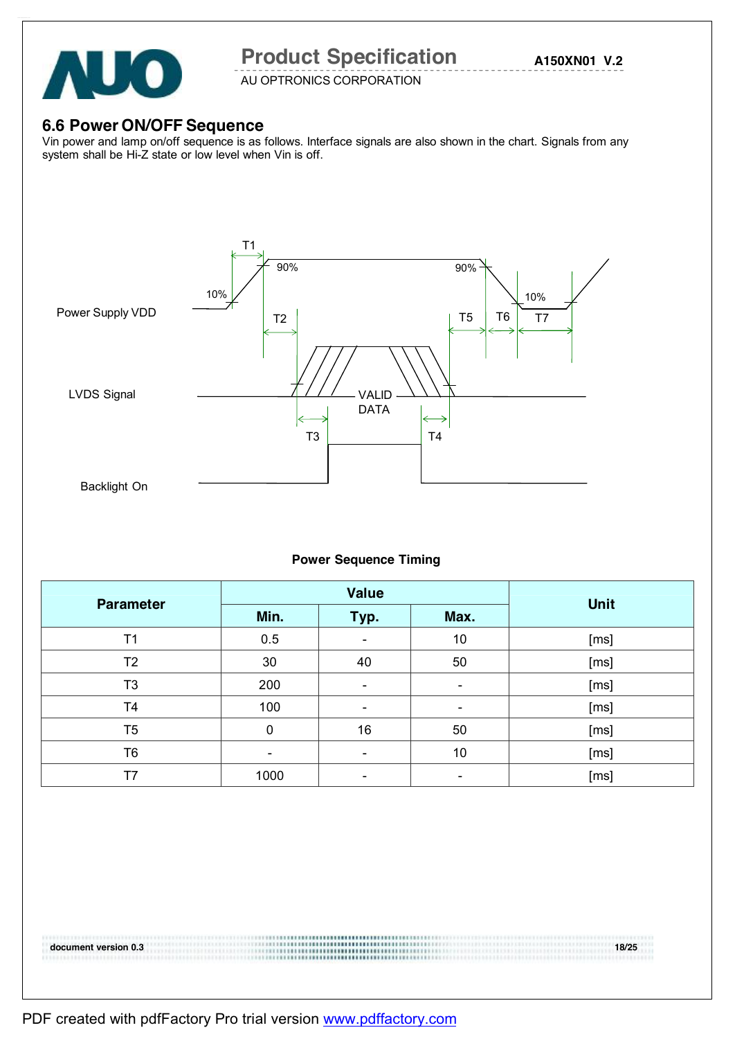## 6.6 Power ON/OFF Sequence

Vin power and lamp on/off sequence is as follows. Interface signals are also shown in the chart. Signals from any system shall be Hi-Z state or low level when Vin is off.

T1

90%

90%

10%

10%

Power Supply VDD

T2

T5

T6

T7

LVDS Signal

VALID DATA

T3

T4

Backlight On

**Power Sequence Timing**

| Parameter | Value | | | Unit |
|---|---|---|---|---|
| | Min. | Typ. | Max. | |
| T1 | 0.5 | - | 10 | [ms] |
| T2 | 30 | 40 | 50 | [ms] |
| T3 | 200 | - | - | [ms] |
| T4 | 100 | - | - | [ms] |
| T5 | 0 | 16 | 50 | [ms] |
| T6 | - | - | 10 | [ms] |
| T7 | 1000 | - | - | [ms] |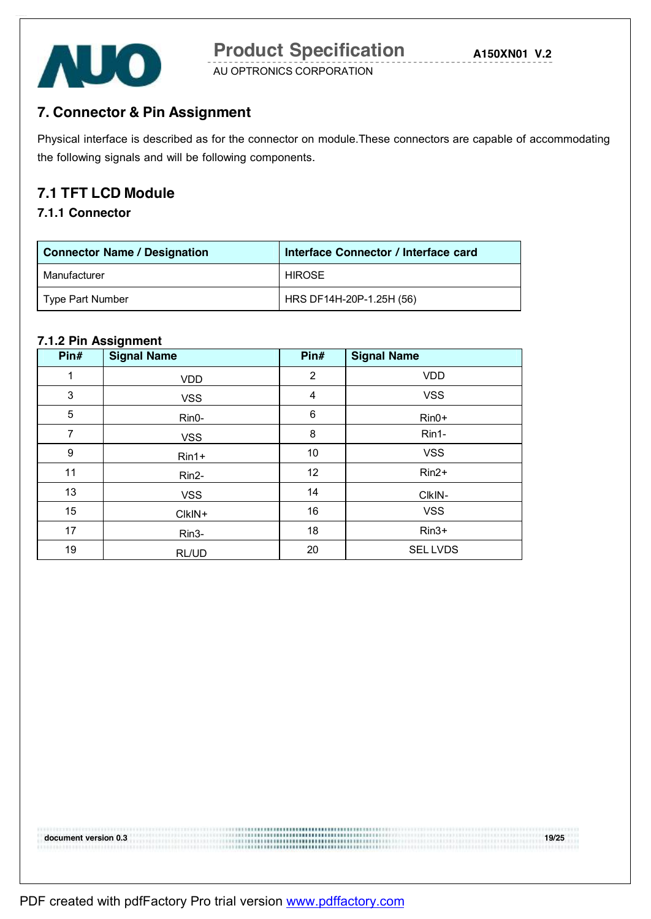## 7. Connector & Pin Assignment

Physical interface is described as for the connector on module.These connectors are capable of accommodating the following signals and will be following components.

## 7.1 TFT LCD Module

### 7.1.1 Connector

| Connector Name / Designation | Interface Connector / Interface card |
|---|---|
| Manufacturer | HIROSE |
| Type Part Number | HRS DF14H-20P-1.25H (56) |

### 7.1.2 Pin Assignment

| Pin# | Signal Name | Pin# | Signal Name |
|---|---|---|---|
| 1 | VDD | 2 | VDD |
| 3 | VSS | 4 | VSS |
| 5 | Rin0- | 6 | Rin0+ |
| 7 | VSS | 8 | Rin1- |
| 9 | Rin1+ | 10 | VSS |
| 11 | Rin2- | 12 | Rin2+ |
| 13 | VSS | 14 | ClkIN- |
| 15 | ClkIN+ | 16 | VSS |
| 17 | Rin3- | 18 | Rin3+ |
| 19 | RL/UD | 20 | SEL LVDS |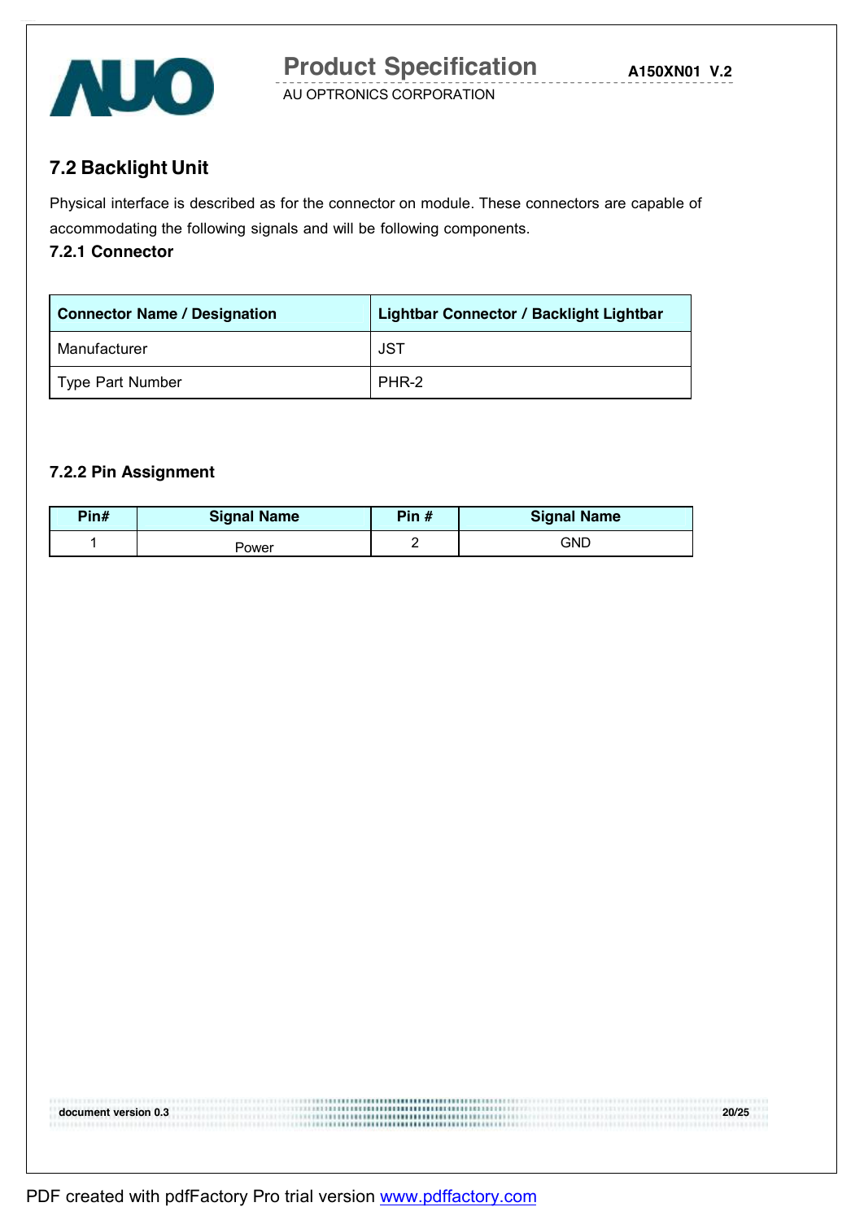## 7.2 Backlight Unit

Physical interface is described as for the connector on module. These connectors are capable of accommodating the following signals and will be following components.

### 7.2.1 Connector

| Connector Name / Designation | Lightbar Connector / Backlight Lightbar |
|---|---|
| Manufacturer | JST |
| Type Part Number | PHR-2 |

### 7.2.2 Pin Assignment

| Pin# | Signal Name | Pin # | Signal Name |
|---|---|---|---|
| 1 | Power | 2 | GND |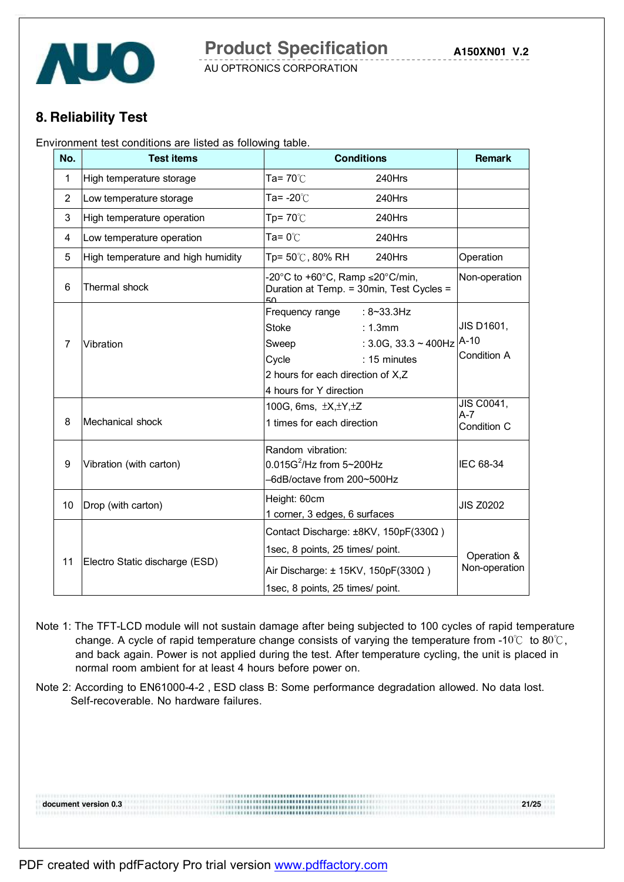## 8. Reliability Test

Environment test conditions are listed as following table.

| No. | Test items | Conditions | Remark |
|---|---|---|---|
| 1 | High temperature storage | Ta= 70℃ 240Hrs | |
| 2 | Low temperature storage | Ta= -20℃ 240Hrs | |
| 3 | High temperature operation | Tp= 70℃ 240Hrs | |
| 4 | Low temperature operation | Ta= 0℃ 240Hrs | |
| 5 | High temperature and high humidity | Tp= 50℃, 80% RH 240Hrs | Operation |
| 6 | Thermal shock | -20°C to +60°C, Ramp ≤20°C/min, Duration at Temp. = 30min, Test Cycles = 50 | Non-operation |
| 7 | Vibration | Frequency range : 8~33.3Hz<br>Stoke : 1.3mm<br>Sweep : 3.0G, 33.3 ~ 400Hz<br>Cycle : 15 minutes<br>2 hours for each direction of X,Z<br>4 hours for Y direction | JIS D1601, A-10 Condition A |
| 8 | Mechanical shock | 100G, 6ms, ±X,±Y,±Z<br>1 times for each direction | JIS C0041, A-7 Condition C |
| 9 | Vibration (with carton) | Random vibration:<br>$0.015G^2$/Hz from 5~200Hz<br>–6dB/octave from 200~500Hz | IEC 68-34 |
| 10 | Drop (with carton) | Height: 60cm<br>1 corner, 3 edges, 6 surfaces | JIS Z0202 |
| 11 | Electro Static discharge (ESD) | Contact Discharge: ±8KV, 150pF(330Ω )<br>1sec, 8 points, 25 times/ point.<br>Air Discharge: ± 15KV, 150pF(330Ω )<br>1sec, 8 points, 25 times/ point. | Operation & Non-operation |

Note 1: The TFT-LCD module will not sustain damage after being subjected to 100 cycles of rapid temperature change. A cycle of rapid temperature change consists of varying the temperature from -10℃ to 80℃, and back again. Power is not applied during the test. After temperature cycling, the unit is placed in normal room ambient for at least 4 hours before power on.

Note 2: According to EN61000-4-2 , ESD class B: Some performance degradation allowed. No data lost. Self-recoverable. No hardware failures.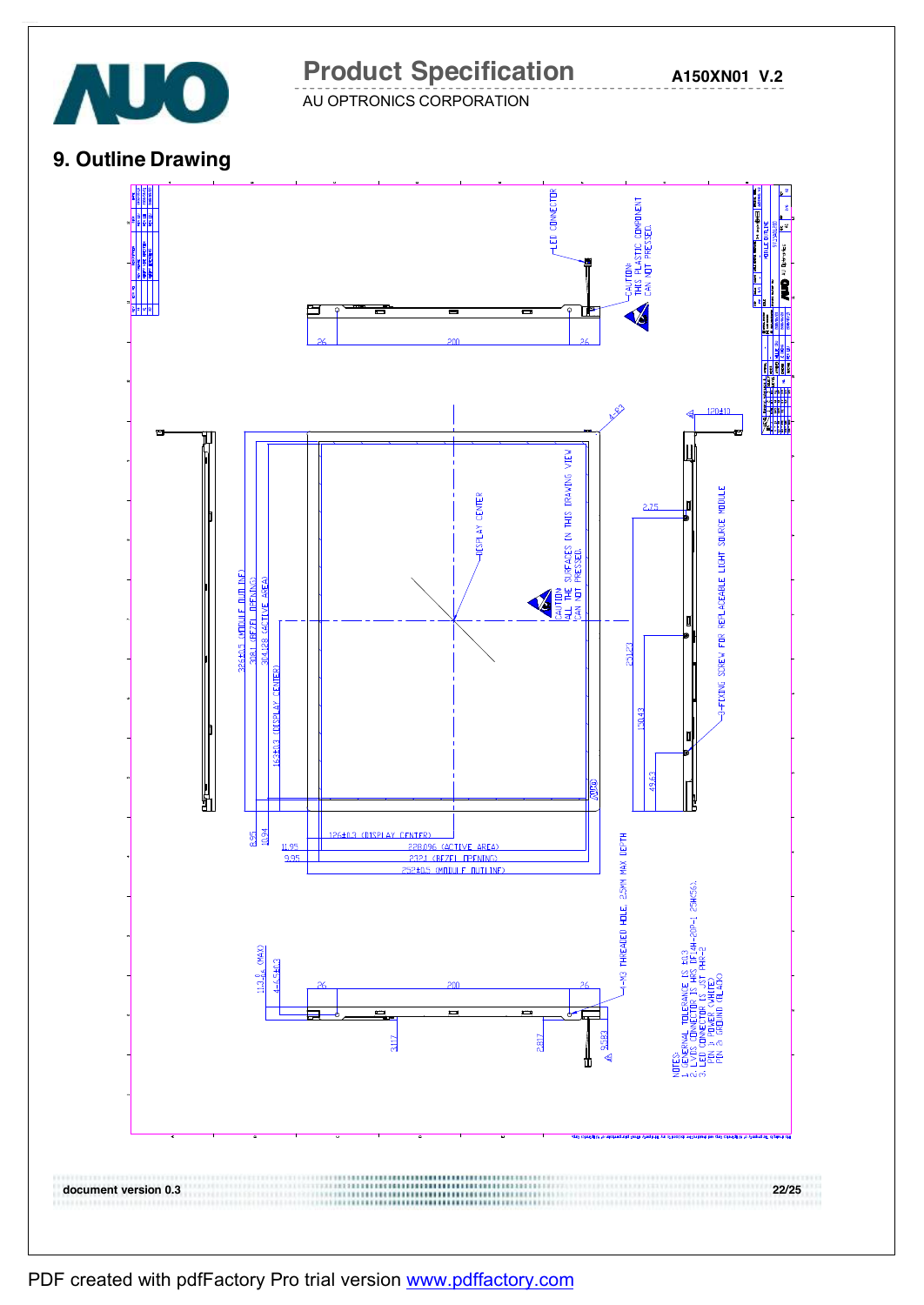## 9. Outline Drawing

LED CONNECTOR

CAUTION:
THIS PLASTIC COMPONENT
CAN NOT PRESSED.

26　200　26

4.40

120±1.0

DISPLAY CENTER

CAUTION:
ALL THE SURFACES IN THIS DRAWING VIEW
CAN NOT PRESSED.

2.75

326±0.5 (MODULE OUTLINE)
308.1 (BEZEL OPENING)
304.128 (ACTIVE AREA)
163±0.3 (DISPLAY CENTER)

270.23

150.43

49.63

3-FIXING SCREW FOR REPLACEABLE LIGHT SOURCE MODULE

8.95
10.94

126±0.3 (DISPLAY CENTER)
11.95　228.096 (ACTIVE AREA)
9.95　232.1 (BEZEL OPENING)
252±0.5 (MODULE OUTLINE)

4-M3 THREADED HOLE, 2.5MM MAX DEPTH

11.0 (MAX)
4-4.5±0.3

26　200　26

31.17　28.17　95.83

NOTES:
1. GENERAL TOLERANCE IS ±0.3
2. LVDS CONNECTOR IS HRS DF14H-20P-1.25H(56)
3. LED CONNECTOR IS JST PHR-2
PIN 1: POWER (WHITE)
PIN 2: GROUND (BLACK)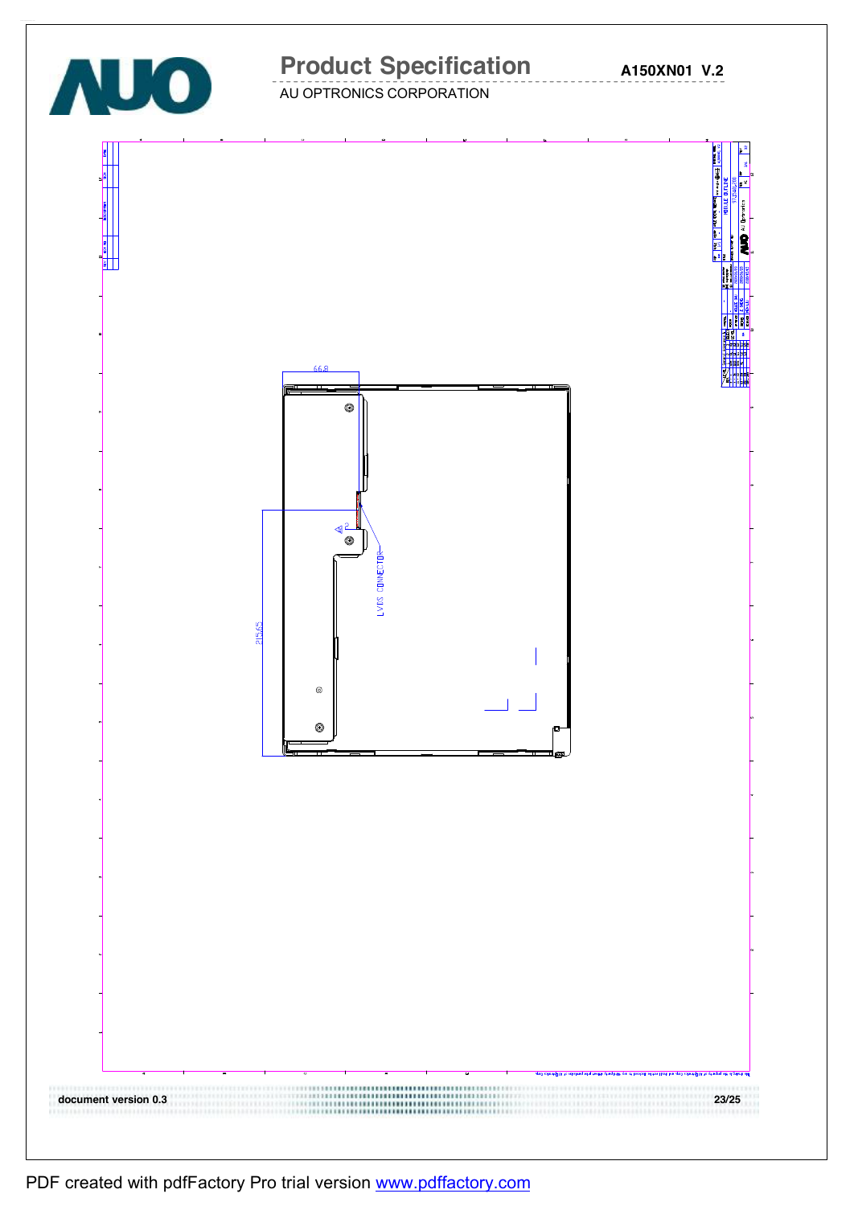66.8

215.65

LVDS CONNECTOR

MODULE OUTLINE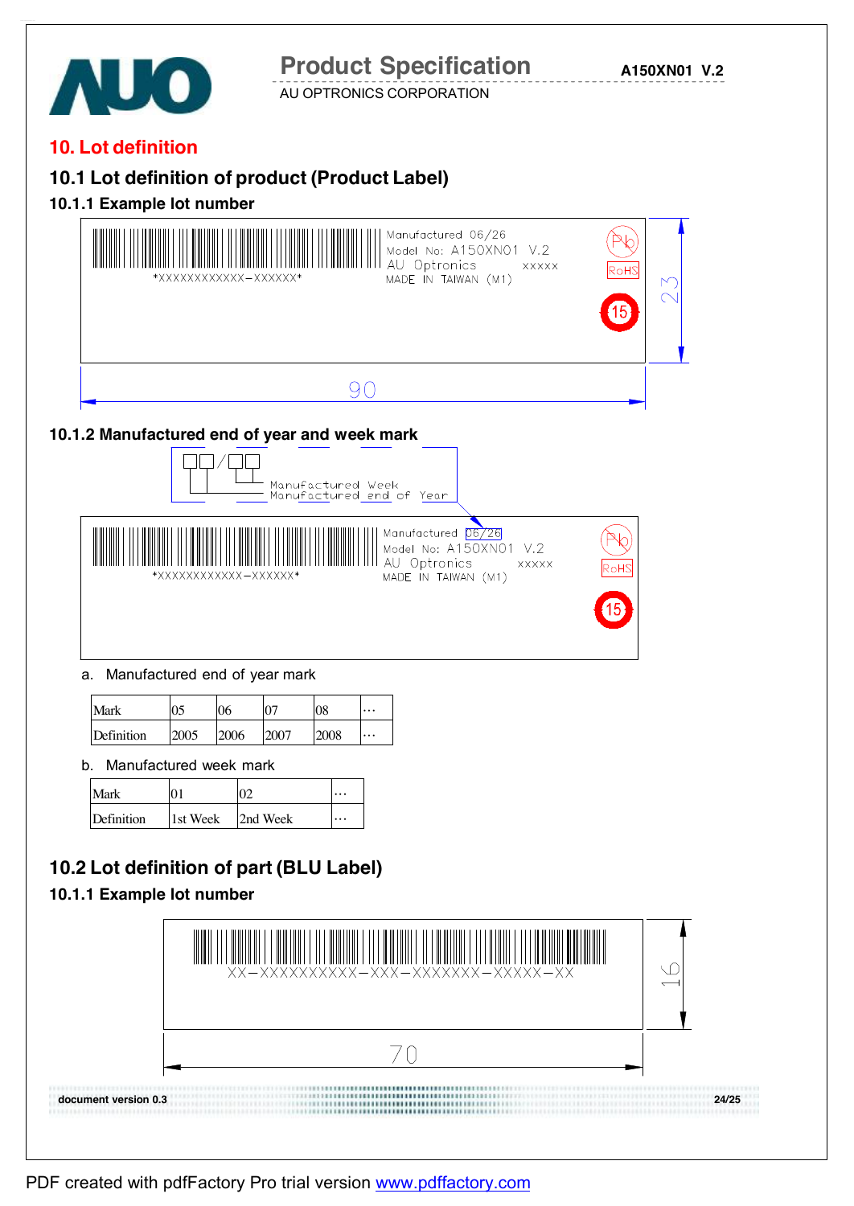## 10. Lot definition

### 10.1 Lot definition of product (Product Label)

#### 10.1.1 Example lot number

*XXXXXXXXXXXX-XXXXXX*

Manufactured 06/26
Model No: A150XN01 V.2
AU Optronics XXXXX
MADE IN TAIWAN (M1)

Pb RoHS 15

90 × 23

#### 10.1.2 Manufactured end of year and week mark

□□/□□
Manufactured Week
Manufactured end of Year

*XXXXXXXXXXXX-XXXXXX*

Manufactured 06/26
Model No: A150XN01 V.2
AU Optronics XXXXX
MADE IN TAIWAN (M1)

Pb RoHS 15

a. Manufactured end of year mark

| Mark | 05 | 06 | 07 | 08 | … |
|---|---|---|---|---|---|
| Definition | 2005 | 2006 | 2007 | 2008 | … |

b. Manufactured week mark

| Mark | 01 | 02 | … |
|---|---|---|---|
| Definition | 1st Week | 2nd Week | … |

### 10.2 Lot definition of part (BLU Label)

#### 10.1.1 Example lot number

XX-XXXXXXXXXX-XXX-XXXXXXX-XXXXX-XX

70 × 16

document version 0.3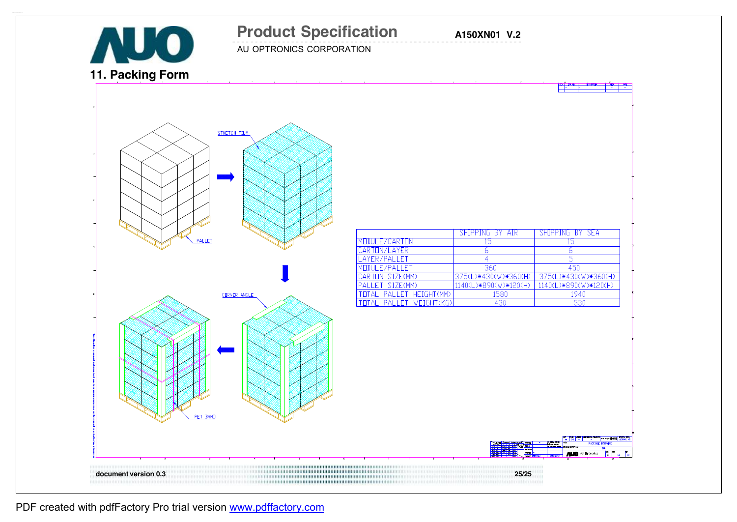## 11. Packing Form

STRETCH FILM

PALLET

CORNER ANGLE

PET BAND

| | SHIPPING BY AIR | SHIPPING BY SEA |
|---|---|---|
| MODULE/CARTON | 15 | 15 |
| CARTON/LAYER | 6 | 6 |
| LAYER/PALLET | 4 | 5 |
| MODULE/PALLET | 360 | 450 |
| CARTON SIZE(MM) | 375(L)*430(W)*360(H) | 375(L)*430(W)*360(H) |
| PALLET SIZE(MM) | 1140(L)*890(W)*120(H) | 1140(L)*890(W)*120(H) |
| TOTAL PALLET HEIGHT(MM) | 1580 | 1940 |
| TOTAL PALLET WEIGHT(KG) | 430 | 530 |